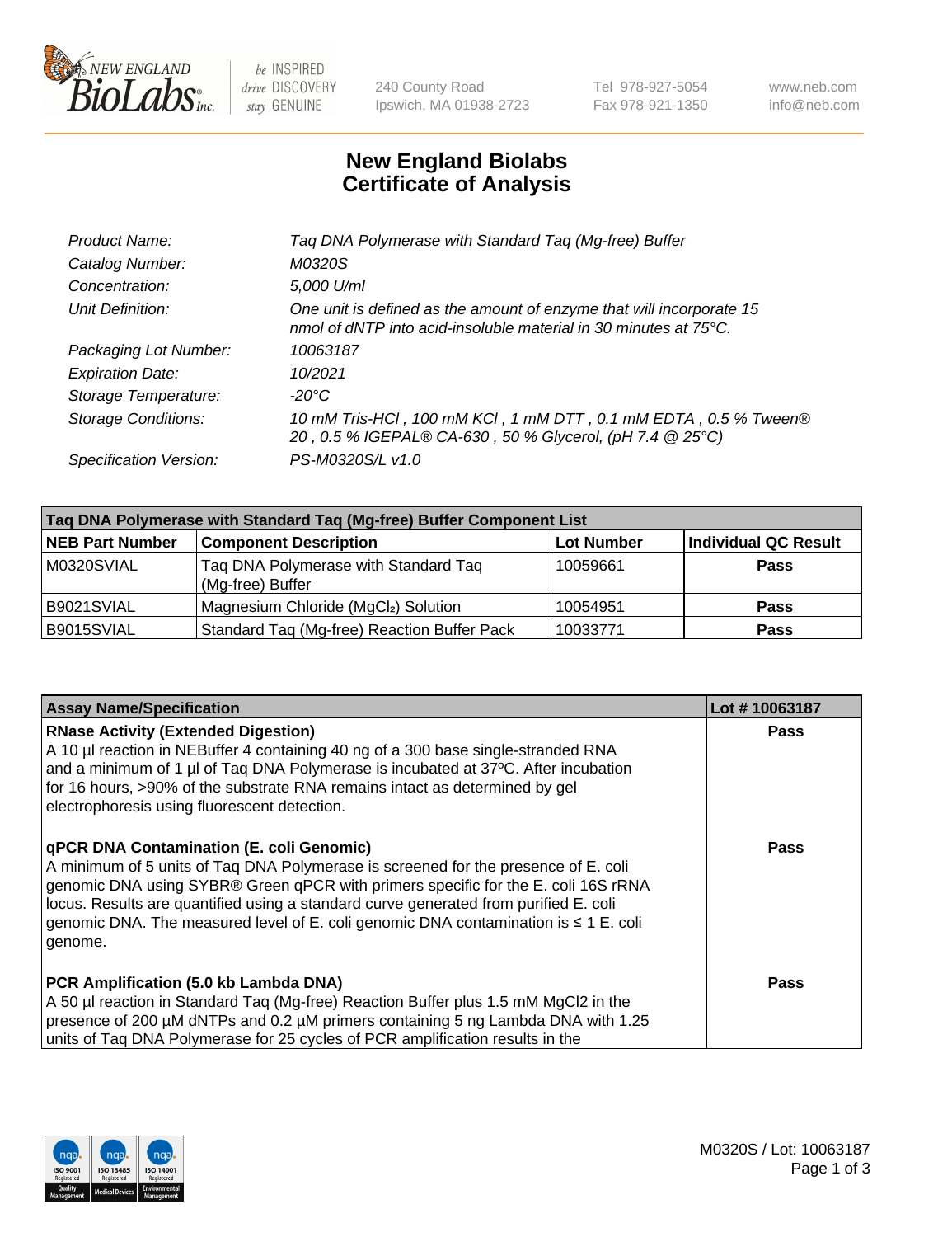240 County Road
Ipswich, MA 01938-2723

Tel 978-927-5054
Fax 978-921-1350

www.neb.com
info@neb.com

# New England Biolabs Certificate of Analysis

| | |
|---|---|
| *Product Name:* | *Taq DNA Polymerase with Standard Taq (Mg-free) Buffer* |
| *Catalog Number:* | *M0320S* |
| *Concentration:* | *5,000 U/ml* |
| *Unit Definition:* | *One unit is defined as the amount of enzyme that will incorporate 15 nmol of dNTP into acid-insoluble material in 30 minutes at 75°C.* |
| *Packaging Lot Number:* | *10063187* |
| *Expiration Date:* | *10/2021* |
| *Storage Temperature:* | *-20°C* |
| *Storage Conditions:* | *10 mM Tris-HCl , 100 mM KCl , 1 mM DTT , 0.1 mM EDTA , 0.5 % Tween® 20 , 0.5 % IGEPAL® CA-630 , 50 % Glycerol, (pH 7.4 @ 25°C)* |
| *Specification Version:* | *PS-M0320S/L v1.0* |

| Taq DNA Polymerase with Standard Taq (Mg-free) Buffer Component List | | | |
|---|---|---|---|
| **NEB Part Number** | **Component Description** | **Lot Number** | **Individual QC Result** |
| M0320SVIAL | Taq DNA Polymerase with Standard Taq (Mg-free) Buffer | 10059661 | **Pass** |
| B9021SVIAL | Magnesium Chloride ($MgCl_2$) Solution | 10054951 | **Pass** |
| B9015SVIAL | Standard Taq (Mg-free) Reaction Buffer Pack | 10033771 | **Pass** |

| Assay Name/Specification | Lot # 10063187 |
|---|---|
| **RNase Activity (Extended Digestion)**<br>A 10 µl reaction in NEBuffer 4 containing 40 ng of a 300 base single-stranded RNA and a minimum of 1 µl of Taq DNA Polymerase is incubated at 37ºC. After incubation for 16 hours, >90% of the substrate RNA remains intact as determined by gel electrophoresis using fluorescent detection. | **Pass** |
| **qPCR DNA Contamination (E. coli Genomic)**<br>A minimum of 5 units of Taq DNA Polymerase is screened for the presence of E. coli genomic DNA using SYBR® Green qPCR with primers specific for the E. coli 16S rRNA locus. Results are quantified using a standard curve generated from purified E. coli genomic DNA. The measured level of E. coli genomic DNA contamination is ≤ 1 E. coli genome. | **Pass** |
| **PCR Amplification (5.0 kb Lambda DNA)**<br>A 50 µl reaction in Standard Taq (Mg-free) Reaction Buffer plus 1.5 mM $MgCl_2$ in the presence of 200 µM dNTPs and 0.2 µM primers containing 5 ng Lambda DNA with 1.25 units of Taq DNA Polymerase for 25 cycles of PCR amplification results in the | **Pass** |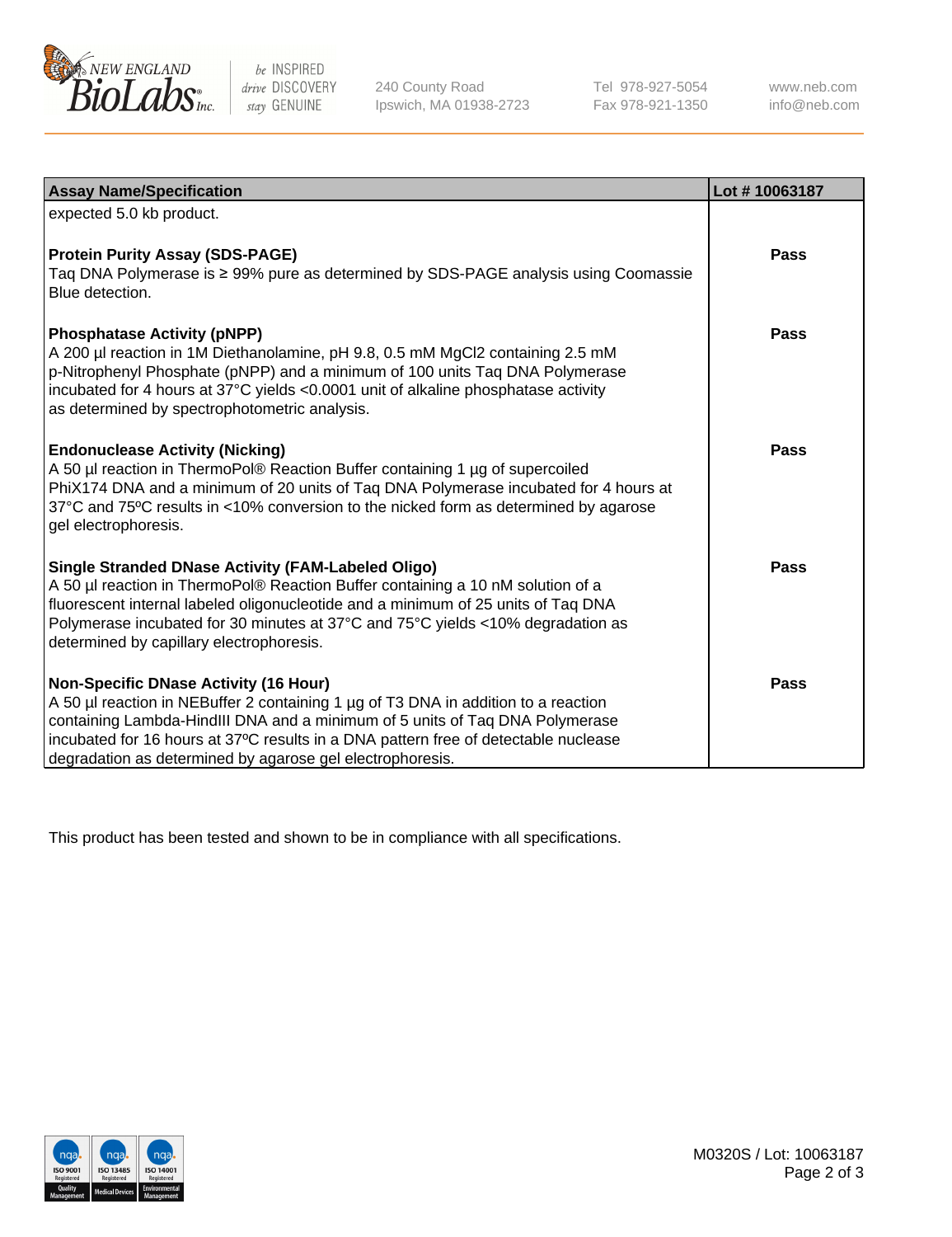| Assay Name/Specification | Lot # 10063187 |
| --- | --- |
| expected 5.0 kb product. | |
| **Protein Purity Assay (SDS-PAGE)**<br>Taq DNA Polymerase is ≥ 99% pure as determined by SDS-PAGE analysis using Coomassie Blue detection. | **Pass** |
| **Phosphatase Activity (pNPP)**<br>A 200 µl reaction in 1M Diethanolamine, pH 9.8, 0.5 mM $MgCl_2$ containing 2.5 mM p-Nitrophenyl Phosphate (pNPP) and a minimum of 100 units Taq DNA Polymerase incubated for 4 hours at 37°C yields <0.0001 unit of alkaline phosphatase activity as determined by spectrophotometric analysis. | **Pass** |
| **Endonuclease Activity (Nicking)**<br>A 50 µl reaction in ThermoPol® Reaction Buffer containing 1 µg of supercoiled PhiX174 DNA and a minimum of 20 units of Taq DNA Polymerase incubated for 4 hours at 37°C and 75ºC results in <10% conversion to the nicked form as determined by agarose gel electrophoresis. | **Pass** |
| **Single Stranded DNase Activity (FAM-Labeled Oligo)**<br>A 50 µl reaction in ThermoPol® Reaction Buffer containing a 10 nM solution of a fluorescent internal labeled oligonucleotide and a minimum of 25 units of Taq DNA Polymerase incubated for 30 minutes at 37°C and 75°C yields <10% degradation as determined by capillary electrophoresis. | **Pass** |
| **Non-Specific DNase Activity (16 Hour)**<br>A 50 µl reaction in NEBuffer 2 containing 1 µg of T3 DNA in addition to a reaction containing Lambda-HindIII DNA and a minimum of 5 units of Taq DNA Polymerase incubated for 16 hours at 37ºC results in a DNA pattern free of detectable nuclease degradation as determined by agarose gel electrophoresis. | **Pass** |

This product has been tested and shown to be in compliance with all specifications.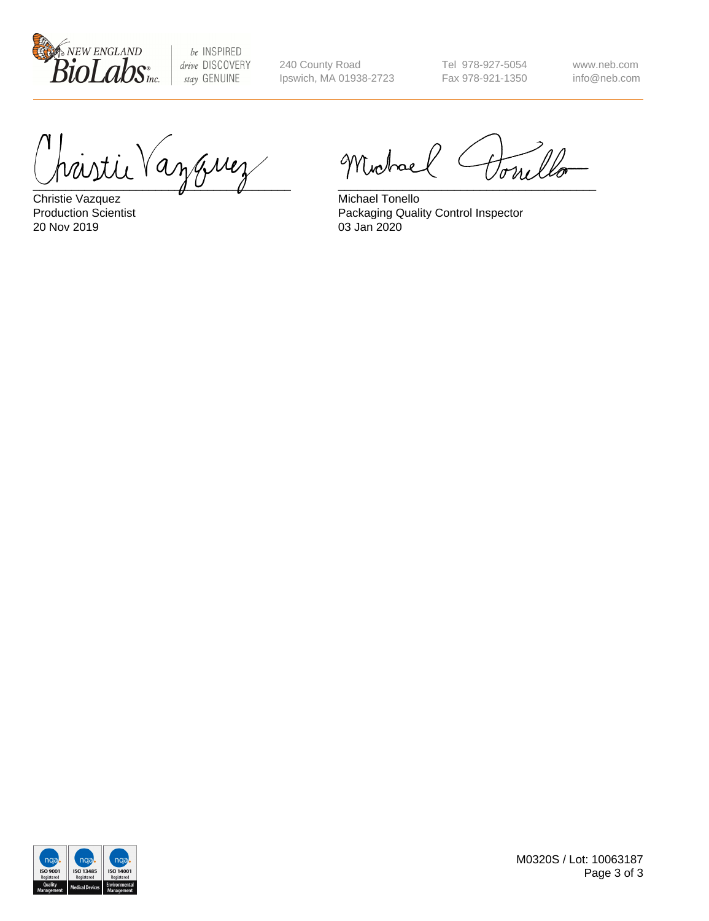240 County Road
Ipswich, MA 01938-2723

Tel 978-927-5054
Fax 978-921-1350

www.neb.com
info@neb.com

Christie Vazquez
Production Scientist
20 Nov 2019

Michael Tonello
Packaging Quality Control Inspector
03 Jan 2020

M0320S / Lot: 10063187